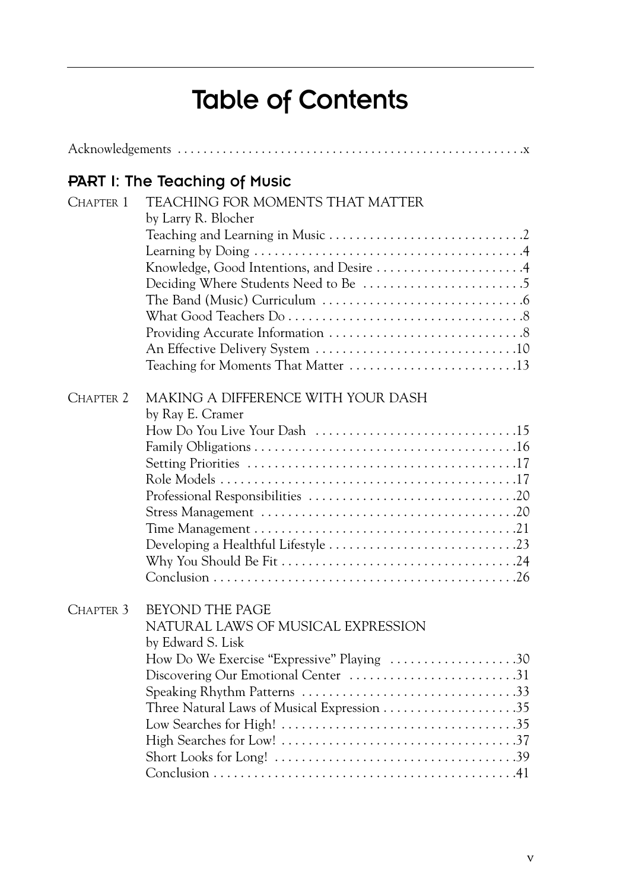# Table of Contents

Acknowledgements . . . . . . . . . . . . . . . . . . . . . . . . . . . . . . . . . . . . . . . . . . . . . . . . . . . . .x

## PART I: The Teaching of Music

CHAPTER 1 TEACHING FOR MOMENTS THAT MATTER
by Larry R. Blocher

- Teaching and Learning in Music . . . . . . . . . . . . . . . . . . . . . . . . . . . . .2
- Learning by Doing . . . . . . . . . . . . . . . . . . . . . . . . . . . . . . . . . . . . . . . .4
- Knowledge, Good Intentions, and Desire . . . . . . . . . . . . . . . . . . . . . .4
- Deciding Where Students Need to Be . . . . . . . . . . . . . . . . . . . . . . . .5
- The Band (Music) Curriculum . . . . . . . . . . . . . . . . . . . . . . . . . . . . . .6
- What Good Teachers Do . . . . . . . . . . . . . . . . . . . . . . . . . . . . . . . . . . .8
- Providing Accurate Information . . . . . . . . . . . . . . . . . . . . . . . . . . . . .8
- An Effective Delivery System . . . . . . . . . . . . . . . . . . . . . . . . . . . . . .10
- Teaching for Moments That Matter . . . . . . . . . . . . . . . . . . . . . . . . .13

CHAPTER 2 MAKING A DIFFERENCE WITH YOUR DASH
by Ray E. Cramer

- How Do You Live Your Dash . . . . . . . . . . . . . . . . . . . . . . . . . . . . . .15
- Family Obligations . . . . . . . . . . . . . . . . . . . . . . . . . . . . . . . . . . . . . . .16
- Setting Priorities . . . . . . . . . . . . . . . . . . . . . . . . . . . . . . . . . . . . . . . .17
- Role Models . . . . . . . . . . . . . . . . . . . . . . . . . . . . . . . . . . . . . . . . . . . .17
- Professional Responsibilities . . . . . . . . . . . . . . . . . . . . . . . . . . . . . . .20
- Stress Management . . . . . . . . . . . . . . . . . . . . . . . . . . . . . . . . . . . . . .20
- Time Management . . . . . . . . . . . . . . . . . . . . . . . . . . . . . . . . . . . . . . .21
- Developing a Healthful Lifestyle . . . . . . . . . . . . . . . . . . . . . . . . . . . .23
- Why You Should Be Fit . . . . . . . . . . . . . . . . . . . . . . . . . . . . . . . . . . .24
- Conclusion . . . . . . . . . . . . . . . . . . . . . . . . . . . . . . . . . . . . . . . . . . . . .26

CHAPTER 3 BEYOND THE PAGE
NATURAL LAWS OF MUSICAL EXPRESSION
by Edward S. Lisk

- How Do We Exercise "Expressive" Playing . . . . . . . . . . . . . . . . . . .30
- Discovering Our Emotional Center . . . . . . . . . . . . . . . . . . . . . . . . .31
- Speaking Rhythm Patterns . . . . . . . . . . . . . . . . . . . . . . . . . . . . . . . .33
- Three Natural Laws of Musical Expression . . . . . . . . . . . . . . . . . . . .35
- Low Searches for High! . . . . . . . . . . . . . . . . . . . . . . . . . . . . . . . . . . .35
- High Searches for Low! . . . . . . . . . . . . . . . . . . . . . . . . . . . . . . . . . . .37
- Short Looks for Long! . . . . . . . . . . . . . . . . . . . . . . . . . . . . . . . . . . . .39
- Conclusion . . . . . . . . . . . . . . . . . . . . . . . . . . . . . . . . . . . . . . . . . . . . .41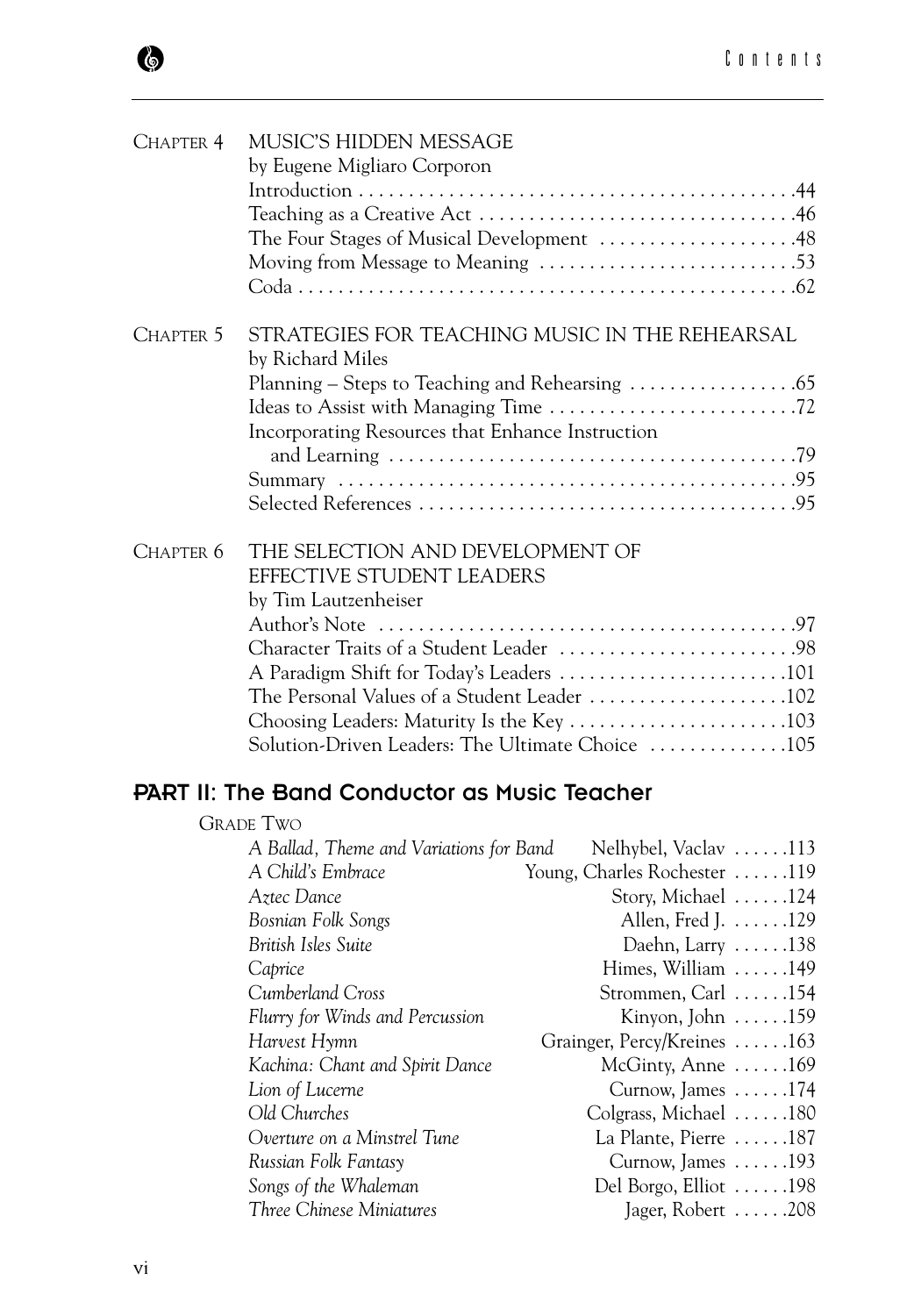CHAPTER 4 MUSIC'S HIDDEN MESSAGE
by Eugene Migliaro Corporon

Introduction . . . . . . . . . . . . . . . . . . . . . . . . . . . . . . . . . . . . . . . . . . . .44
Teaching as a Creative Act . . . . . . . . . . . . . . . . . . . . . . . . . . . . . . . .46
The Four Stages of Musical Development . . . . . . . . . . . . . . . . . . . .48
Moving from Message to Meaning . . . . . . . . . . . . . . . . . . . . . . . . . .53
Coda . . . . . . . . . . . . . . . . . . . . . . . . . . . . . . . . . . . . . . . . . . . . . . . . . .62

CHAPTER 5 STRATEGIES FOR TEACHING MUSIC IN THE REHEARSAL
by Richard Miles

Planning – Steps to Teaching and Rehearsing . . . . . . . . . . . . . . . . .65
Ideas to Assist with Managing Time . . . . . . . . . . . . . . . . . . . . . . . . .72
Incorporating Resources that Enhance Instruction
and Learning . . . . . . . . . . . . . . . . . . . . . . . . . . . . . . . . . . . . . . . . .79
Summary . . . . . . . . . . . . . . . . . . . . . . . . . . . . . . . . . . . . . . . . . . . . . .95
Selected References . . . . . . . . . . . . . . . . . . . . . . . . . . . . . . . . . . . . . .95

CHAPTER 6 THE SELECTION AND DEVELOPMENT OF EFFECTIVE STUDENT LEADERS
by Tim Lautzenheiser

Author's Note . . . . . . . . . . . . . . . . . . . . . . . . . . . . . . . . . . . . . . . . . .97
Character Traits of a Student Leader . . . . . . . . . . . . . . . . . . . . . . . .98
A Paradigm Shift for Today's Leaders . . . . . . . . . . . . . . . . . . . . . . .101
The Personal Values of a Student Leader . . . . . . . . . . . . . . . . . . . .102
Choosing Leaders: Maturity Is the Key . . . . . . . . . . . . . . . . . . . . . .103
Solution-Driven Leaders: The Ultimate Choice . . . . . . . . . . . . . .105

## PART II: The Band Conductor as Music Teacher

GRADE TWO

*A Ballad, Theme and Variations for Band* Nelhybel, Vaclav . . . . . .113
*A Child's Embrace* Young, Charles Rochester . . . . . .119
*Aztec Dance* Story, Michael . . . . . .124
*Bosnian Folk Songs* Allen, Fred J. . . . . . .129
*British Isles Suite* Daehn, Larry . . . . . .138
*Caprice* Himes, William . . . . . .149
*Cumberland Cross* Strommen, Carl . . . . . .154
*Flurry for Winds and Percussion* Kinyon, John . . . . . .159
*Harvest Hymn* Grainger, Percy/Kreines . . . . . .163
*Kachina: Chant and Spirit Dance* McGinty, Anne . . . . . .169
*Lion of Lucerne* Curnow, James . . . . . .174
*Old Churches* Colgrass, Michael . . . . . .180
*Overture on a Minstrel Tune* La Plante, Pierre . . . . . .187
*Russian Folk Fantasy* Curnow, James . . . . . .193
*Songs of the Whaleman* Del Borgo, Elliot . . . . . .198
*Three Chinese Miniatures* Jager, Robert . . . . . .208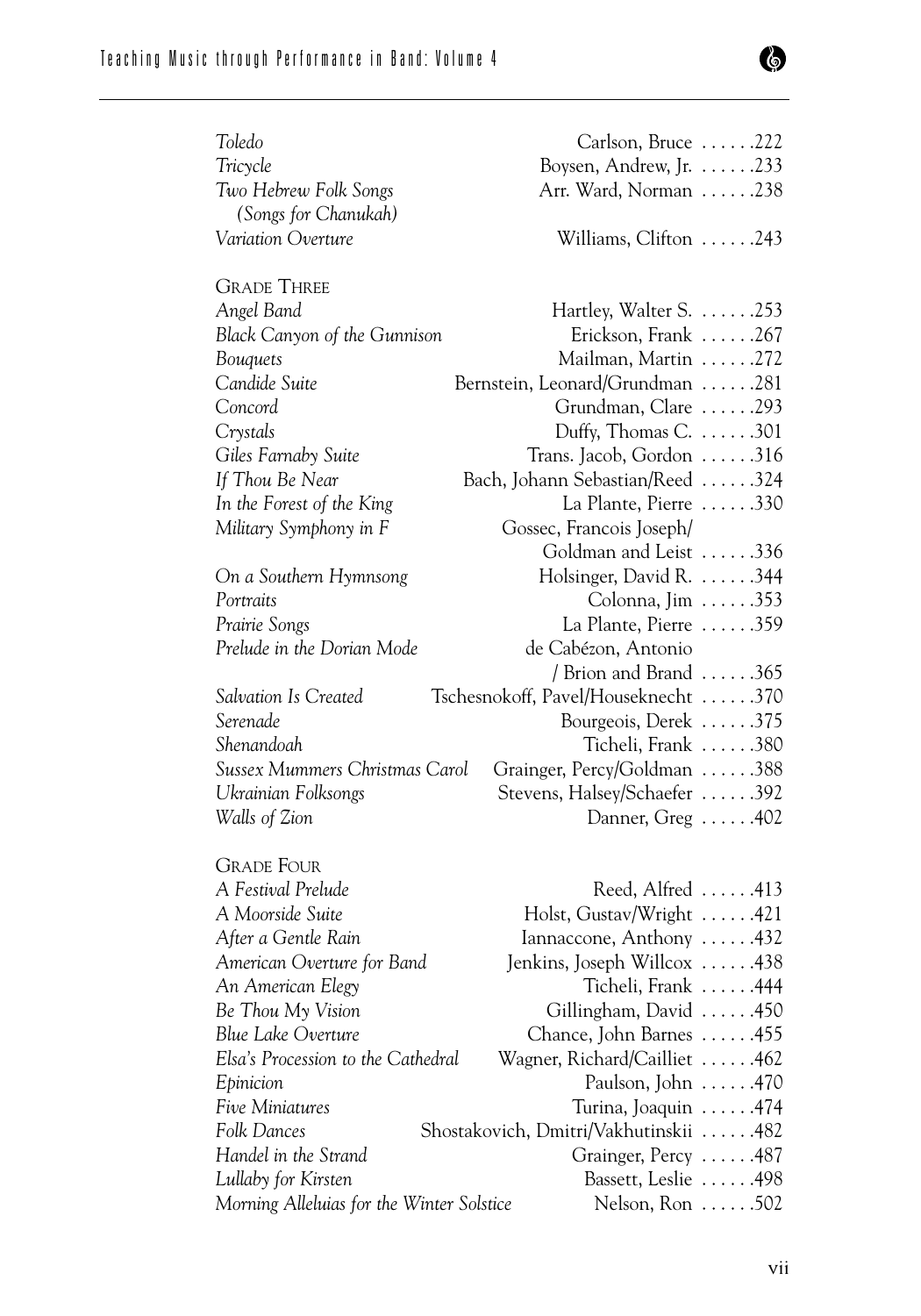| | | |
|---|---|---|
| *Toledo* | Carlson, Bruce | 222 |
| *Tricycle* | Boysen, Andrew, Jr. | 233 |
| *Two Hebrew Folk Songs (Songs for Chanukah)* | Arr. Ward, Norman | 238 |
| *Variation Overture* | Williams, Clifton | 243 |

## Grade Three

| | | |
|---|---|---|
| *Angel Band* | Hartley, Walter S. | 253 |
| *Black Canyon of the Gunnison* | Erickson, Frank | 267 |
| *Bouquets* | Mailman, Martin | 272 |
| *Candide Suite* | Bernstein, Leonard/Grundman | 281 |
| *Concord* | Grundman, Clare | 293 |
| *Crystals* | Duffy, Thomas C. | 301 |
| *Giles Farnaby Suite* | Trans. Jacob, Gordon | 316 |
| *If Thou Be Near* | Bach, Johann Sebastian/Reed | 324 |
| *In the Forest of the King* | La Plante, Pierre | 330 |
| *Military Symphony in F* | Gossec, Francois Joseph/ Goldman and Leist | 336 |
| *On a Southern Hymnsong* | Holsinger, David R. | 344 |
| *Portraits* | Colonna, Jim | 353 |
| *Prairie Songs* | La Plante, Pierre | 359 |
| *Prelude in the Dorian Mode* | de Cabézon, Antonio / Brion and Brand | 365 |
| *Salvation Is Created* | Tschesnokoff, Pavel/Houseknecht | 370 |
| *Serenade* | Bourgeois, Derek | 375 |
| *Shenandoah* | Ticheli, Frank | 380 |
| *Sussex Mummers Christmas Carol* | Grainger, Percy/Goldman | 388 |
| *Ukrainian Folksongs* | Stevens, Halsey/Schaefer | 392 |
| *Walls of Zion* | Danner, Greg | 402 |

## Grade Four

| | | |
|---|---|---|
| *A Festival Prelude* | Reed, Alfred | 413 |
| *A Moorside Suite* | Holst, Gustav/Wright | 421 |
| *After a Gentle Rain* | Iannaccone, Anthony | 432 |
| *American Overture for Band* | Jenkins, Joseph Willcox | 438 |
| *An American Elegy* | Ticheli, Frank | 444 |
| *Be Thou My Vision* | Gillingham, David | 450 |
| *Blue Lake Overture* | Chance, John Barnes | 455 |
| *Elsa's Procession to the Cathedral* | Wagner, Richard/Cailliet | 462 |
| *Epinicion* | Paulson, John | 470 |
| *Five Miniatures* | Turina, Joaquin | 474 |
| *Folk Dances* | Shostakovich, Dmitri/Vakhutinskii | 482 |
| *Handel in the Strand* | Grainger, Percy | 487 |
| *Lullaby for Kirsten* | Bassett, Leslie | 498 |
| *Morning Alleluias for the Winter Solstice* | Nelson, Ron | 502 |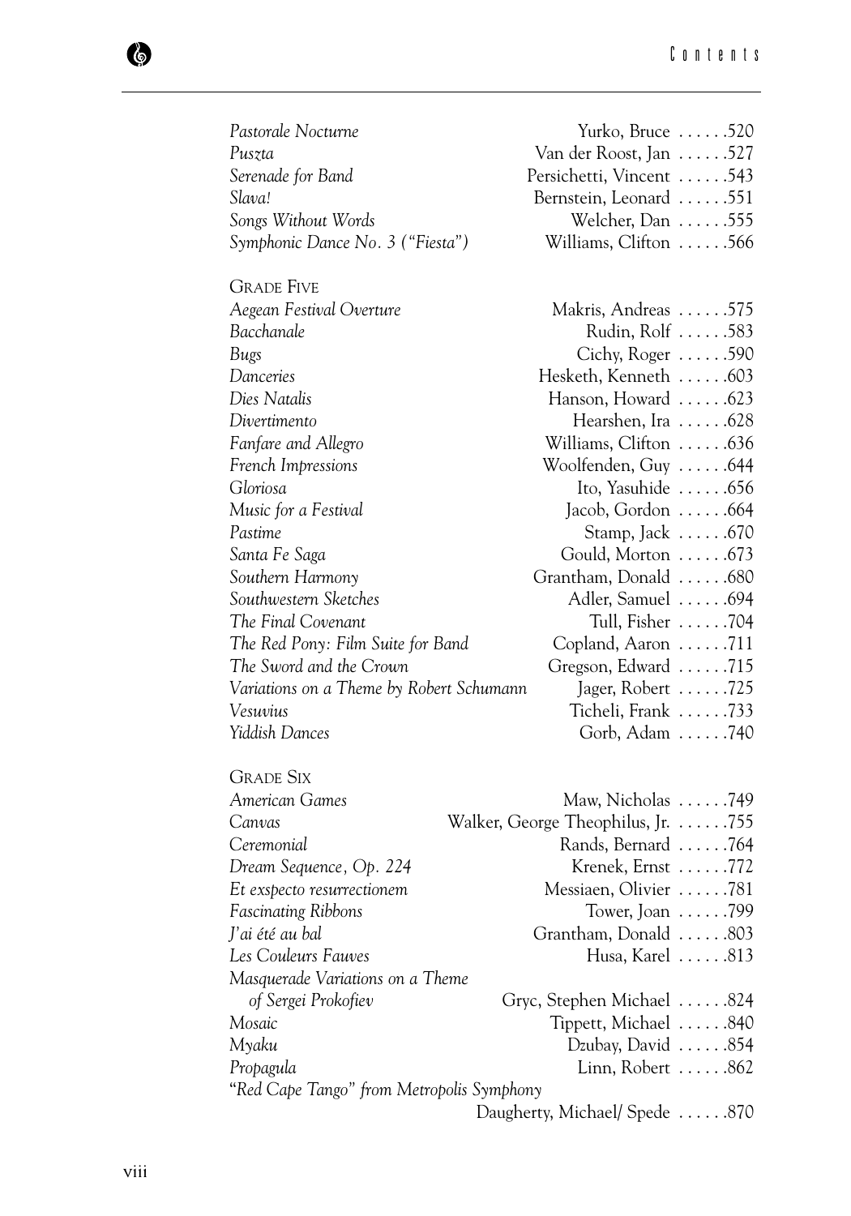| | | |
|---|---|---|
| *Pastorale Nocturne* | Yurko, Bruce | 520 |
| *Puszta* | Van der Roost, Jan | 527 |
| *Serenade for Band* | Persichetti, Vincent | 543 |
| *Slava!* | Bernstein, Leonard | 551 |
| *Songs Without Words* | Welcher, Dan | 555 |
| *Symphonic Dance No. 3 ("Fiesta")* | Williams, Clifton | 566 |

## Grade Five

| | | |
|---|---|---|
| *Aegean Festival Overture* | Makris, Andreas | 575 |
| *Bacchanale* | Rudin, Rolf | 583 |
| *Bugs* | Cichy, Roger | 590 |
| *Danceries* | Hesketh, Kenneth | 603 |
| *Dies Natalis* | Hanson, Howard | 623 |
| *Divertimento* | Hearshen, Ira | 628 |
| *Fanfare and Allegro* | Williams, Clifton | 636 |
| *French Impressions* | Woolfenden, Guy | 644 |
| *Gloriosa* | Ito, Yasuhide | 656 |
| *Music for a Festival* | Jacob, Gordon | 664 |
| *Pastime* | Stamp, Jack | 670 |
| *Santa Fe Saga* | Gould, Morton | 673 |
| *Southern Harmony* | Grantham, Donald | 680 |
| *Southwestern Sketches* | Adler, Samuel | 694 |
| *The Final Covenant* | Tull, Fisher | 704 |
| *The Red Pony: Film Suite for Band* | Copland, Aaron | 711 |
| *The Sword and the Crown* | Gregson, Edward | 715 |
| *Variations on a Theme by Robert Schumann* | Jager, Robert | 725 |
| *Vesuvius* | Ticheli, Frank | 733 |
| *Yiddish Dances* | Gorb, Adam | 740 |

## Grade Six

| | | |
|---|---|---|
| *American Games* | Maw, Nicholas | 749 |
| *Canvas* | Walker, George Theophilus, Jr. | 755 |
| *Ceremonial* | Rands, Bernard | 764 |
| *Dream Sequence, Op. 224* | Krenek, Ernst | 772 |
| *Et exspecto resurrectionem* | Messiaen, Olivier | 781 |
| *Fascinating Ribbons* | Tower, Joan | 799 |
| *J'ai été au bal* | Grantham, Donald | 803 |
| *Les Couleurs Fauves* | Husa, Karel | 813 |
| *Masquerade Variations on a Theme of Sergei Prokofiev* | Gryc, Stephen Michael | 824 |
| *Mosaic* | Tippett, Michael | 840 |
| *Myaku* | Dzubay, David | 854 |
| *Propagula* | Linn, Robert | 862 |
| "*Red Cape Tango" from Metropolis Symphony* | Daugherty, Michael/ Spede | 870 |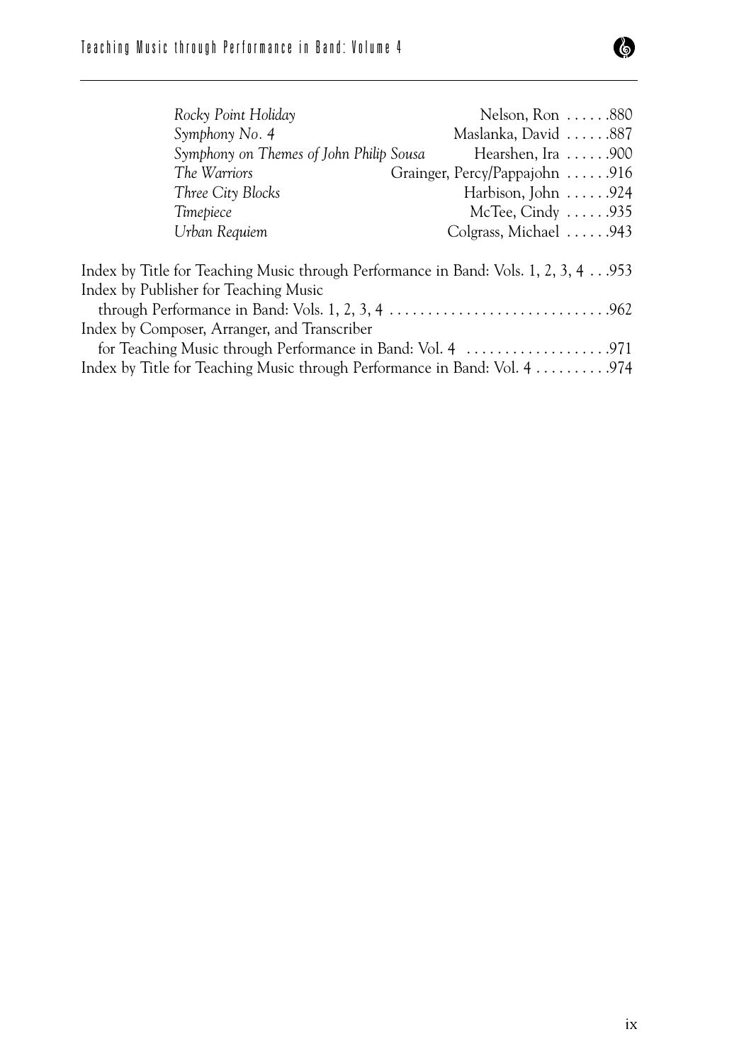| | | |
|---|---|---|
| *Rocky Point Holiday* | Nelson, Ron | 880 |
| *Symphony No. 4* | Maslanka, David | 887 |
| *Symphony on Themes of John Philip Sousa* | Hearshen, Ira | 900 |
| *The Warriors* | Grainger, Percy/Pappajohn | 916 |
| *Three City Blocks* | Harbison, John | 924 |
| *Timepiece* | McTee, Cindy | 935 |
| *Urban Requiem* | Colgrass, Michael | 943 |

Index by Title for Teaching Music through Performance in Band: Vols. 1, 2, 3, 4 . . .953

Index by Publisher for Teaching Music through Performance in Band: Vols. 1, 2, 3, 4 . . . . . . . . . . . . . . . . . . . . . . . . . . . . .962

Index by Composer, Arranger, and Transcriber for Teaching Music through Performance in Band: Vol. 4 . . . . . . . . . . . . . . . . . . .971

Index by Title for Teaching Music through Performance in Band: Vol. 4 . . . . . . . . . .974